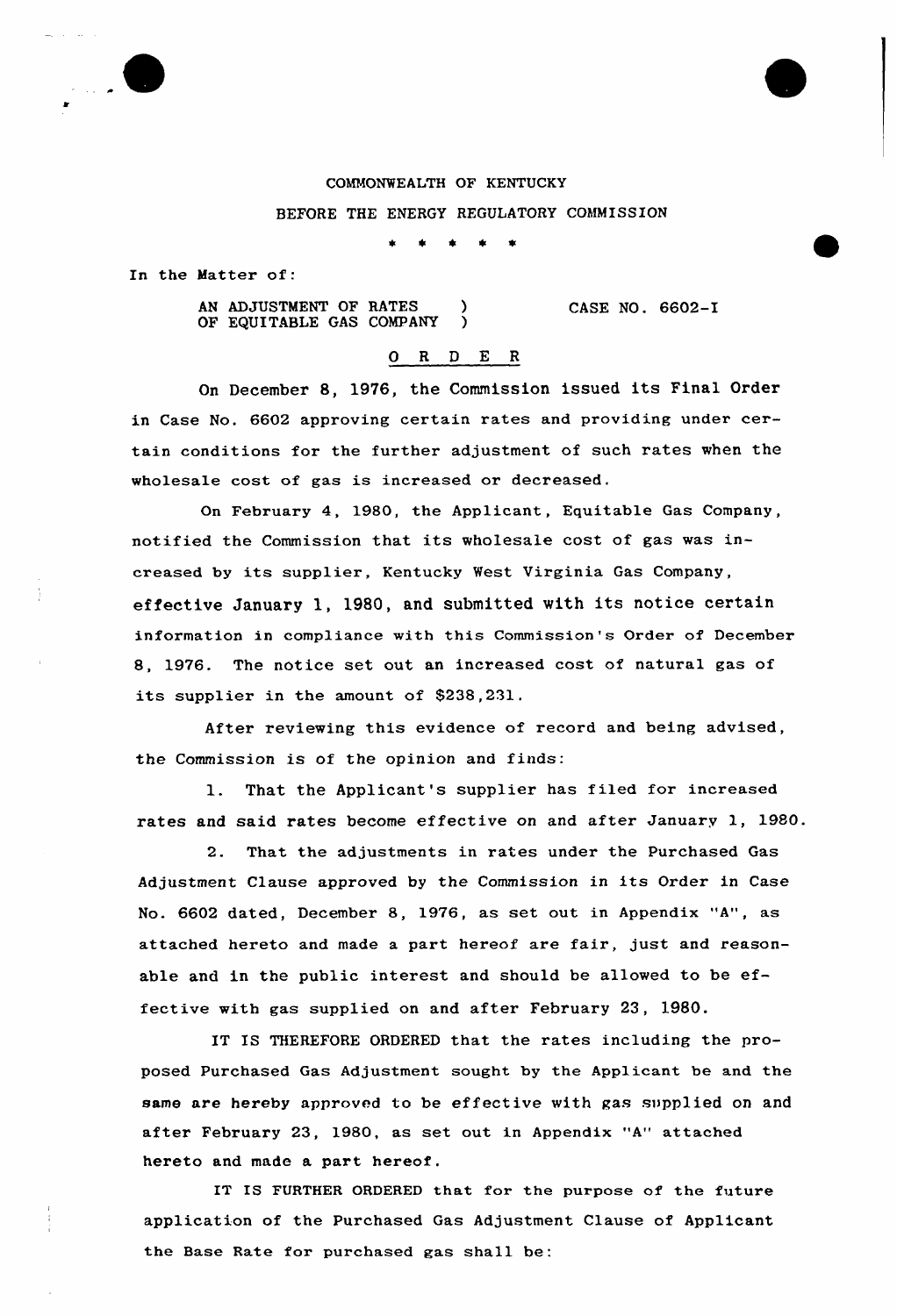COMMONWEALTH OF KENTUCKY

BEFORE THE ENERGY REGULATORY COMMISSION

\* \* \* \* \*

In the Matter of:

AN ADJUSTMENT OF RATES OF EQUITABLE GAS COMPANY ) CASE NO. 6602-I

## O R D E R

On December 8, 1976, the Commission issued its Final Order in Case No. 6602 approving certain rates and providing under certain conditions for the further adjustment of such rates when the wholesale cost of gas is increased or decreased.

On February 4, 1980, the Applicant, Equitable Gas Company, notified the Commission that its wholesale cost of gas was increased by its supplier, Kentucky West Virginia Gas Company, effective January 1, 1980, and submitted with its notice certain information in compliance with this Commission's Order of December 8, 1976. The notice set out an increased cost of natural gas of its supplier in the amount of $238,231.

After reviewing this evidence of record and being advised, the Commission is of the opinion and finds:

1. That the Applicant's supplier has filed for increased rates and said rates become effective on and after January 1, 1980.

2. That the adjustments in rates under the Purchased Gas Adjustment Clause approved by the Commission in its Order in Case No. 6602 dated, December 8, 1976, as set out in Appendix "A", as attached hereto and made a part hereof are fair, just and reasonable and in the public interest and should be allowed to be effective with gas supplied on and after February 23, 1980.

IT IS THEREFORE ORDERED that the rates including the proposed Purchased Gas Adjustment sought by the Applicant be and the same are hereby approved to be effective with gas supplied on and after February 23, 1980, as set out in Appendix "A" attached hereto and made a part hereof.

IT IS FURTHER ORDERED that for the purpose of the future application of the Purchased Gas Adjustment Clause of Applicant the Base Rate for purchased gas shall be: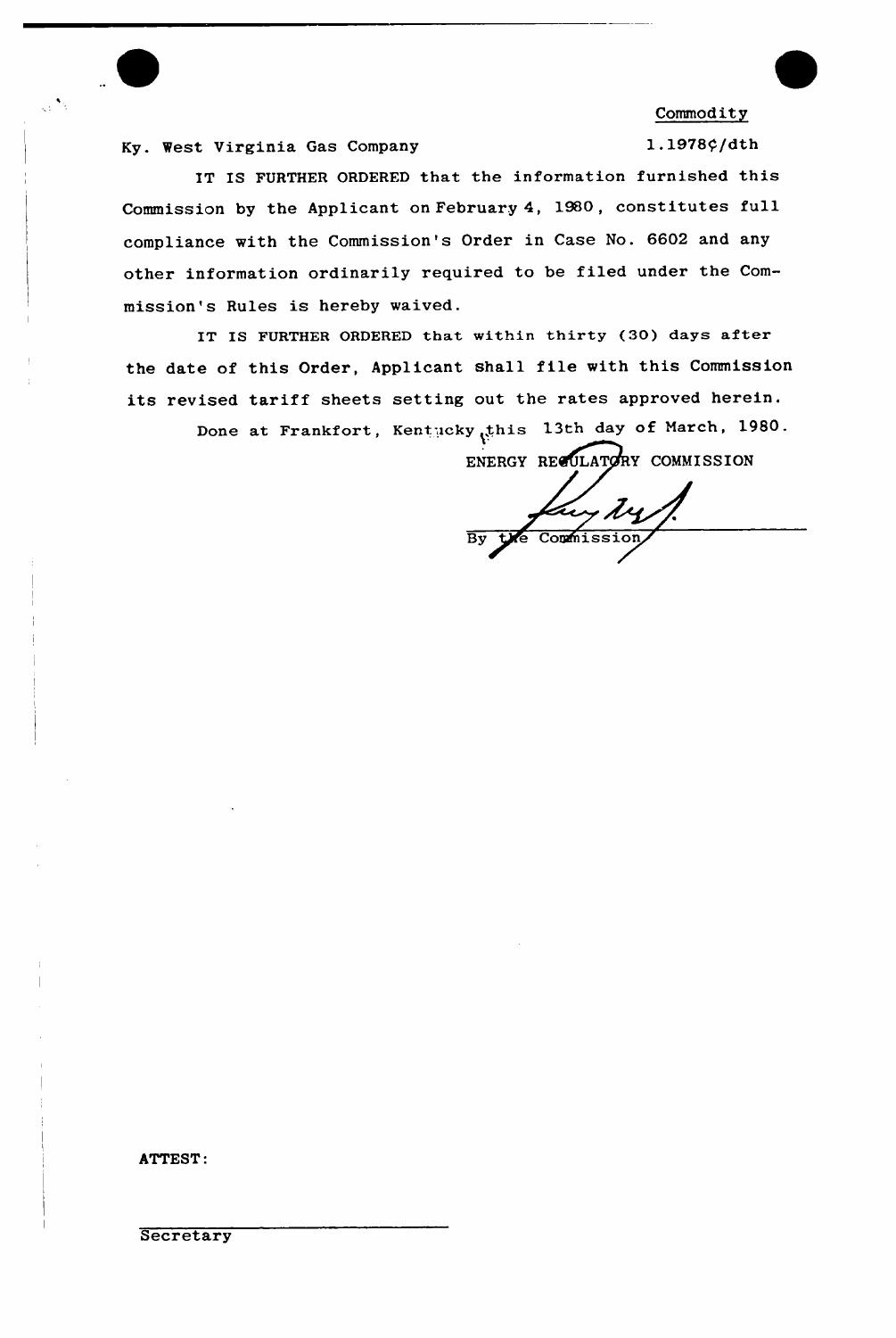| | Commodity |
|---|---|
| Ky. West Virginia Gas Company | 1.1978¢/dth |

IT IS FURTHER ORDERED that the information furnished this Commission by the Applicant on February 4, 1980, constitutes full compliance with the Commission's Order in Case No. 6602 and any other information ordinarily required to be filed under the Commission's Rules is hereby waived.

IT IS FURTHER ORDERED that within thirty (30) days after the date of this Order, Applicant shall file with this Commission its revised tariff sheets setting out the rates approved herein.

Done at Frankfort, Kentucky, this 13th day of March, 1980.

ENERGY REGULATORY COMMISSION

By the Commission

ATTEST:

Secretary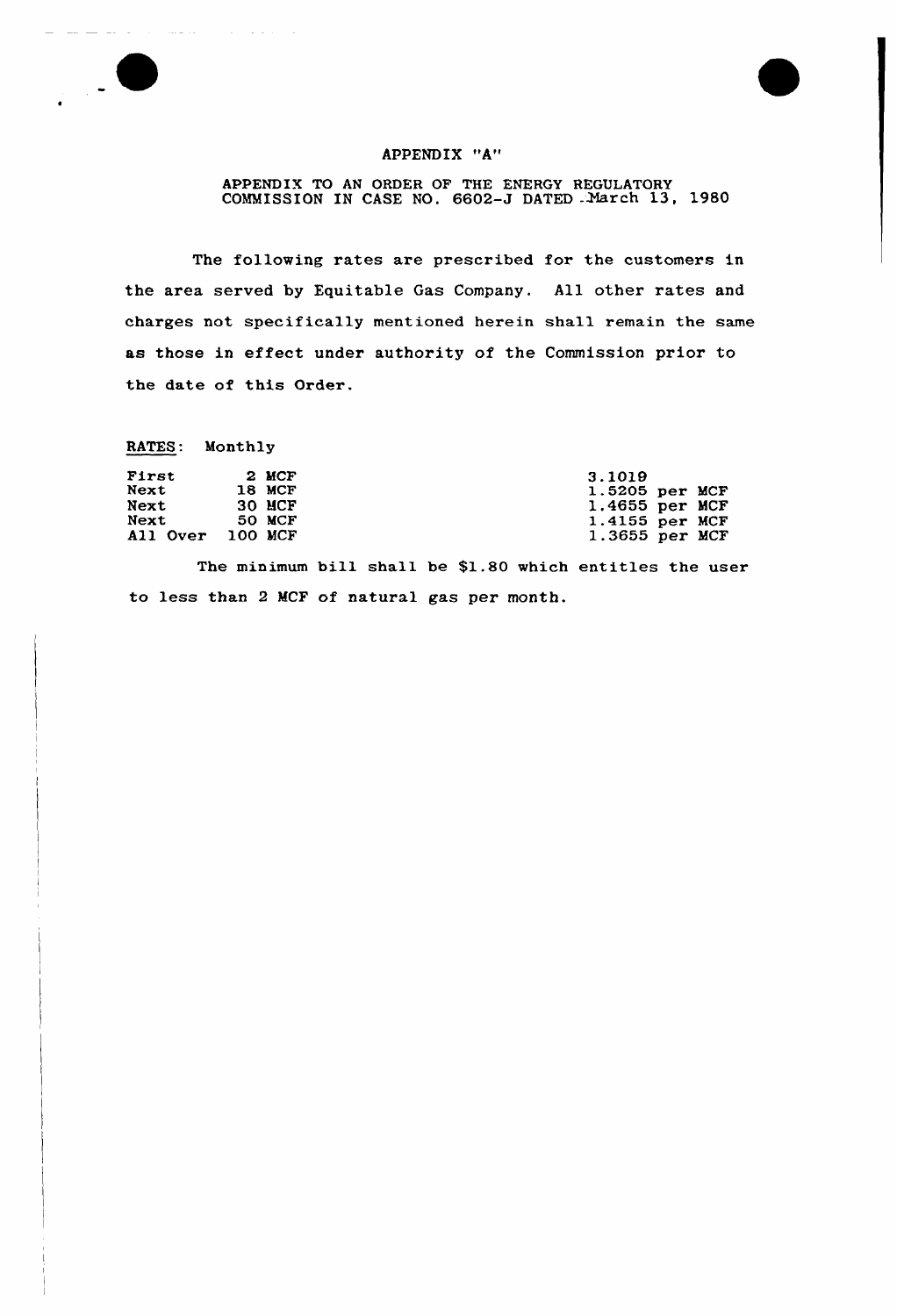APPENDIX "A"

APPENDIX TO AN ORDER OF THE ENERGY REGULATORY COMMISSION IN CASE NO. 6602-J DATED March 13, 1980

The following rates are prescribed for the customers in the area served by Equitable Gas Company. All other rates and charges not specifically mentioned herein shall remain the same as those in effect under authority of the Commission prior to the date of this Order.

RATES: Monthly

| | | |
|---|---|---|
| First | 2 MCF | 3.1019 |
| Next | 18 MCF | 1.5205 per MCF |
| Next | 30 MCF | 1.4655 per MCF |
| Next | 50 MCF | 1.4155 per MCF |
| All Over | 100 MCF | 1.3655 per MCF |

The minimum bill shall be $1.80 which entitles the user to less than 2 MCF of natural gas per month.